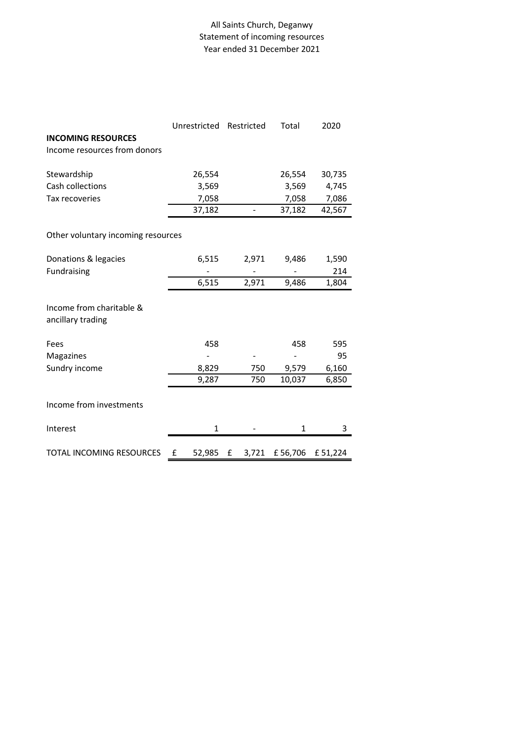All Saints Church, Deganwy
Statement of incoming resources
Year ended 31 December 2021

| | Unrestricted | Restricted | Total | 2020 |
|---|---|---|---|---|
| **INCOMING RESOURCES** | | | | |
| Income resources from donors | | | | |
| Stewardship | 26,554 | | 26,554 | 30,735 |
| Cash collections | 3,569 | | 3,569 | 4,745 |
| Tax recoveries | 7,058 | | 7,058 | 7,086 |
| | 37,182 | - | 37,182 | 42,567 |
| Other voluntary incoming resources | | | | |
| Donations & legacies | 6,515 | 2,971 | 9,486 | 1,590 |
| Fundraising | - | - | - | 214 |
| | 6,515 | 2,971 | 9,486 | 1,804 |
| Income from charitable & ancillary trading | | | | |
| Fees | 458 | | 458 | 595 |
| Magazines | - | - | - | 95 |
| Sundry income | 8,829 | 750 | 9,579 | 6,160 |
| | 9,287 | 750 | 10,037 | 6,850 |
| Income from investments | | | | |
| Interest | 1 | - | 1 | 3 |
| TOTAL INCOMING RESOURCES | £ 52,985 | £ 3,721 | £ 56,706 | £ 51,224 |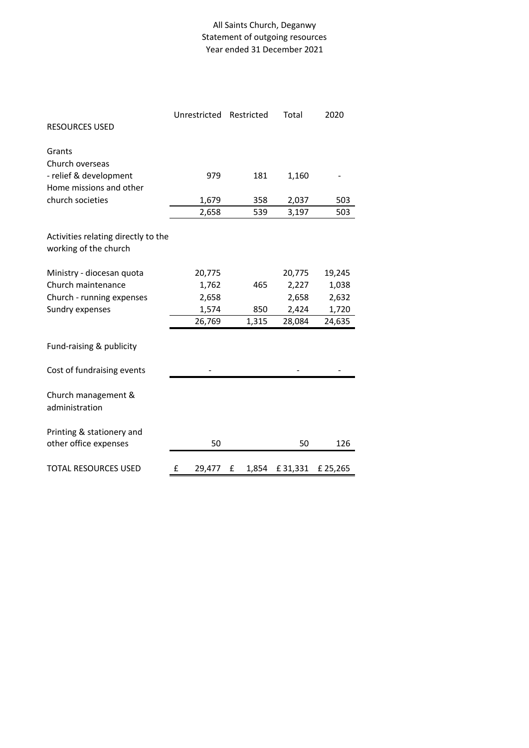# All Saints Church, Deganwy
## Statement of outgoing resources
### Year ended 31 December 2021

| RESOURCES USED | Unrestricted | Restricted | Total | 2020 |
|---|---|---|---|---|
| **Grants** | | | | |
| Church overseas | | | | |
| - relief & development | 979 | 181 | 1,160 | - |
| Home missions and other church societies | 1,679 | 358 | 2,037 | 503 |
| | 2,658 | 539 | 3,197 | 503 |
| **Activities relating directly to the working of the church** | | | | |
| Ministry - diocesan quota | 20,775 | | 20,775 | 19,245 |
| Church maintenance | 1,762 | 465 | 2,227 | 1,038 |
| Church - running expenses | 2,658 | | 2,658 | 2,632 |
| Sundry expenses | 1,574 | 850 | 2,424 | 1,720 |
| | 26,769 | 1,315 | 28,084 | 24,635 |
| **Fund-raising & publicity** | | | | |
| Cost of fundraising events | - | | - | - |
| **Church management & administration** | | | | |
| Printing & stationery and other office expenses | 50 | | 50 | 126 |
| **TOTAL RESOURCES USED** | £ 29,477 | £ 1,854 | £ 31,331 | £ 25,265 |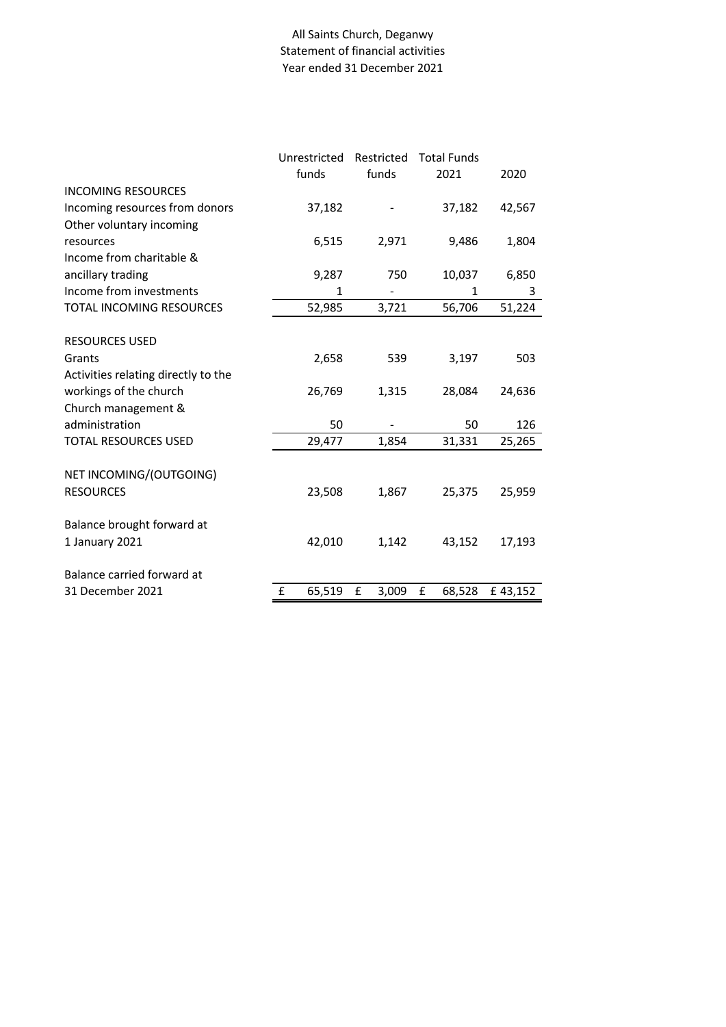All Saints Church, Deganwy
Statement of financial activities
Year ended 31 December 2021

| | Unrestricted funds | Restricted funds | Total Funds 2021 | 2020 |
|---|---|---|---|---|
| INCOMING RESOURCES | | | | |
| Incoming resources from donors | 37,182 | - | 37,182 | 42,567 |
| Other voluntary incoming resources | 6,515 | 2,971 | 9,486 | 1,804 |
| Income from charitable & ancillary trading | 9,287 | 750 | 10,037 | 6,850 |
| Income from investments | 1 | - | 1 | 3 |
| TOTAL INCOMING RESOURCES | 52,985 | 3,721 | 56,706 | 51,224 |
| RESOURCES USED | | | | |
| Grants | 2,658 | 539 | 3,197 | 503 |
| Activities relating directly to the workings of the church | 26,769 | 1,315 | 28,084 | 24,636 |
| Church management & administration | 50 | - | 50 | 126 |
| TOTAL RESOURCES USED | 29,477 | 1,854 | 31,331 | 25,265 |
| NET INCOMING/(OUTGOING) RESOURCES | 23,508 | 1,867 | 25,375 | 25,959 |
| Balance brought forward at 1 January 2021 | 42,010 | 1,142 | 43,152 | 17,193 |
| Balance carried forward at 31 December 2021 | £ 65,519 | £ 3,009 | £ 68,528 | £ 43,152 |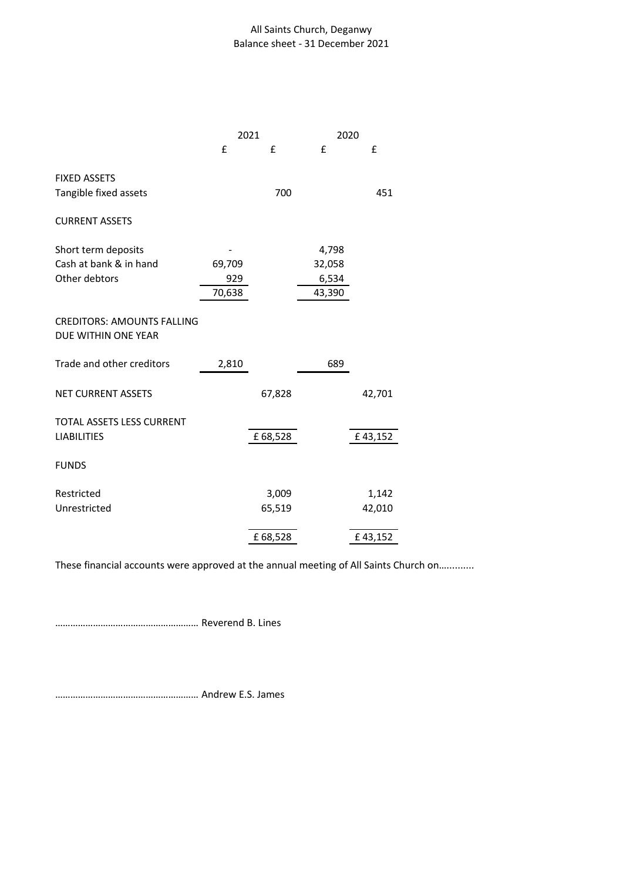# All Saints Church, Deganwy
## Balance sheet - 31 December 2021

| | 2021 | | 2020 | |
|---|---|---|---|---|
| | £ | £ | £ | £ |
| **FIXED ASSETS** | | | | |
| Tangible fixed assets | | 700 | | 451 |
| **CURRENT ASSETS** | | | | |
| Short term deposits | - | | 4,798 | |
| Cash at bank & in hand | 69,709 | | 32,058 | |
| Other debtors | 929 | | 6,534 | |
| | 70,638 | | 43,390 | |
| **CREDITORS: AMOUNTS FALLING DUE WITHIN ONE YEAR** | | | | |
| Trade and other creditors | 2,810 | | 689 | |
| **NET CURRENT ASSETS** | | 67,828 | | 42,701 |
| **TOTAL ASSETS LESS CURRENT LIABILITIES** | | £ 68,528 | | £ 43,152 |
| **FUNDS** | | | | |
| Restricted | | 3,009 | | 1,142 |
| Unrestricted | | 65,519 | | 42,010 |
| | | £ 68,528 | | £ 43,152 |

These financial accounts were approved at the annual meeting of All Saints Church on............

………………………………………………… Reverend B. Lines

………………………………………………… Andrew E.S. James